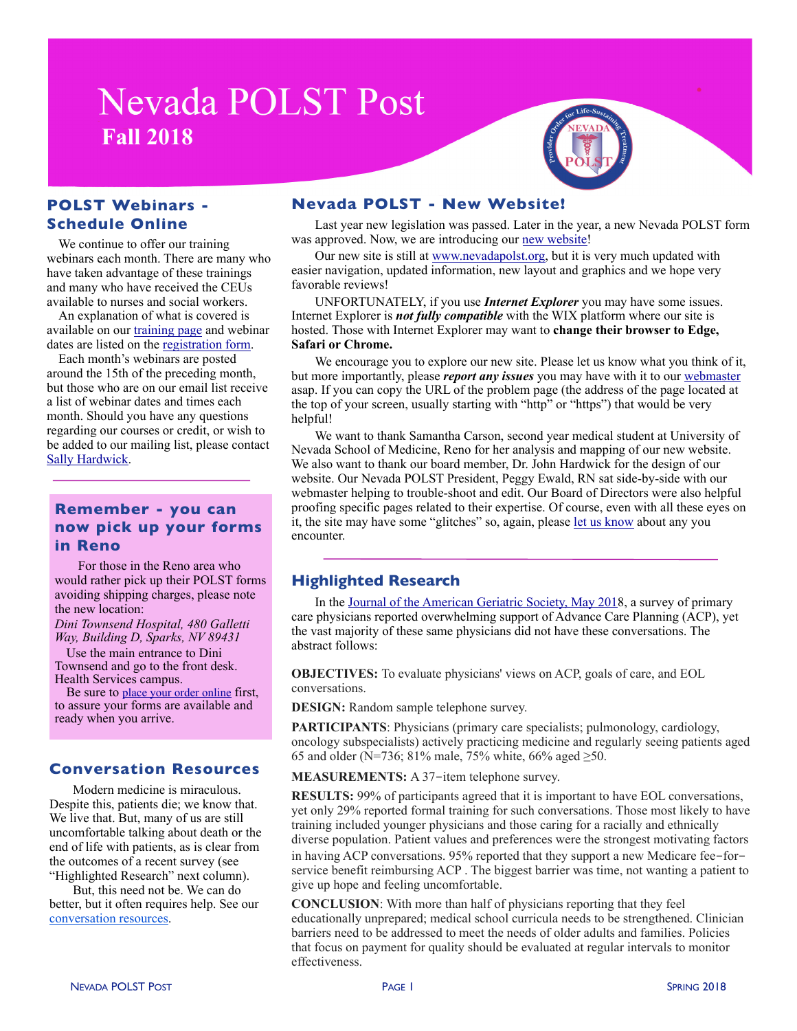# Nevada POLST Post

**Fall 2018**

## POLST Webinars - Schedule Online

We continue to offer our training webinars each month. There are many who have taken advantage of these trainings and many who have received the CEUs available to nurses and social workers.

An explanation of what is covered is available on our training page and webinar dates are listed on the registration form.

Each month's webinars are posted around the 15th of the preceding month, but those who are on our email list receive a list of webinar dates and times each month. Should you have any questions regarding our courses or credit, or wish to be added to our mailing list, please contact Sally Hardwick.

## Remember - you can now pick up your forms in Reno

For those in the Reno area who would rather pick up their POLST forms avoiding shipping charges, please note the new location:

*Dini Townsend Hospital, 480 Galletti Way, Building D, Sparks, NV 89431*

Use the main entrance to Dini Townsend and go to the front desk. Health Services campus.

Be sure to place your order online first, to assure your forms are available and ready when you arrive.

## Conversation Resources

Modern medicine is miraculous. Despite this, patients die; we know that. We live that. But, many of us are still uncomfortable talking about death or the end of life with patients, as is clear from the outcomes of a recent survey (see "Highlighted Research" next column).

But, this need not be. We can do better, but it often requires help. See our conversation resources.

## Nevada POLST - New Website!

Last year new legislation was passed. Later in the year, a new Nevada POLST form was approved. Now, we are introducing our new website!

Our new site is still at www.nevadapolst.org, but it is very much updated with easier navigation, updated information, new layout and graphics and we hope very favorable reviews!

UNFORTUNATELY, if you use ***Internet Explorer*** you may have some issues. Internet Explorer is ***not fully compatible*** with the WIX platform where our site is hosted. Those with Internet Explorer may want to **change their browser to Edge, Safari or Chrome.**

We encourage you to explore our new site. Please let us know what you think of it, but more importantly, please ***report any issues*** you may have with it to our webmaster asap. If you can copy the URL of the problem page (the address of the page located at the top of your screen, usually starting with "http" or "https") that would be very helpful!

We want to thank Samantha Carson, second year medical student at University of Nevada School of Medicine, Reno for her analysis and mapping of our new website. We also want to thank our board member, Dr. John Hardwick for the design of our website. Our Nevada POLST President, Peggy Ewald, RN sat side-by-side with our webmaster helping to trouble-shoot and edit. Our Board of Directors were also helpful proofing specific pages related to their expertise. Of course, even with all these eyes on it, the site may have some "glitches" so, again, please let us know about any you encounter.

## Highlighted Research

In the Journal of the American Geriatric Society, May 2018, a survey of primary care physicians reported overwhelming support of Advance Care Planning (ACP), yet the vast majority of these same physicians did not have these conversations. The abstract follows:

**OBJECTIVES:** To evaluate physicians' views on ACP, goals of care, and EOL conversations.

**DESIGN:** Random sample telephone survey.

**PARTICIPANTS**: Physicians (primary care specialists; pulmonology, cardiology, oncology subspecialists) actively practicing medicine and regularly seeing patients aged 65 and older (N=736; 81% male, 75% white, 66% aged ≥50.

**MEASUREMENTS:** A 37-item telephone survey.

**RESULTS:** 99% of participants agreed that it is important to have EOL conversations, yet only 29% reported formal training for such conversations. Those most likely to have training included younger physicians and those caring for a racially and ethnically diverse population. Patient values and preferences were the strongest motivating factors in having ACP conversations. 95% reported that they support a new Medicare fee-for-service benefit reimbursing ACP . The biggest barrier was time, not wanting a patient to give up hope and feeling uncomfortable.

**CONCLUSION**: With more than half of physicians reporting that they feel educationally unprepared; medical school curricula needs to be strengthened. Clinician barriers need to be addressed to meet the needs of older adults and families. Policies that focus on payment for quality should be evaluated at regular intervals to monitor effectiveness.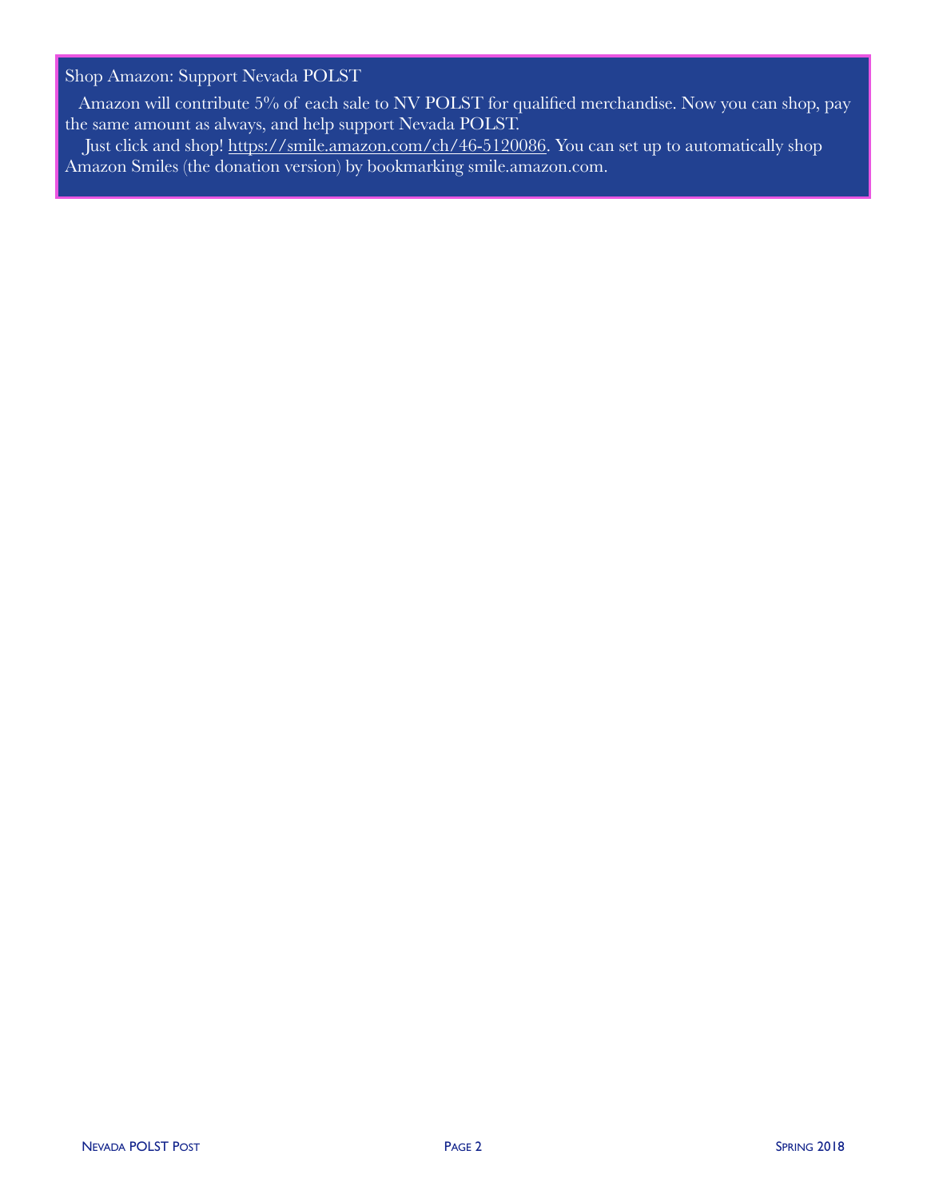## Shop Amazon: Support Nevada POLST

Amazon will contribute 5% of each sale to NV POLST for qualified merchandise. Now you can shop, pay the same amount as always, and help support Nevada POLST.

Just click and shop! https://smile.amazon.com/ch/46-5120086. You can set up to automatically shop Amazon Smiles (the donation version) by bookmarking smile.amazon.com.